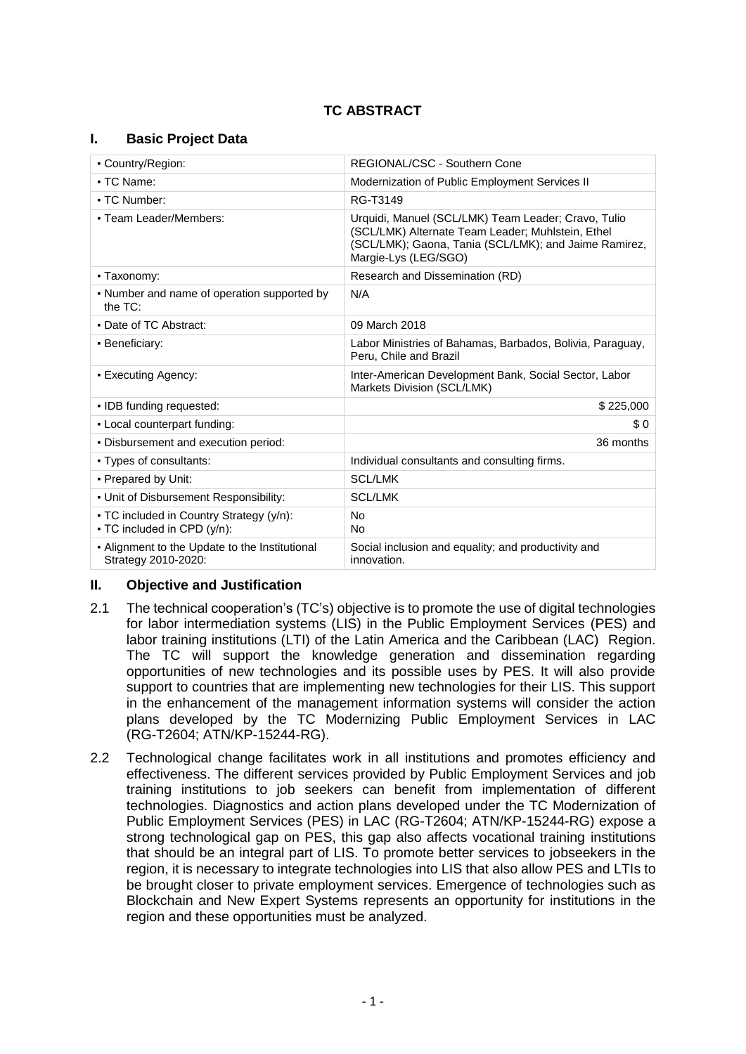# TC ABSTRACT

## I. Basic Project Data

| | |
|---|---|
| ▪ Country/Region: | REGIONAL/CSC - Southern Cone |
| ▪ TC Name: | Modernization of Public Employment Services II |
| ▪ TC Number: | RG-T3149 |
| ▪ Team Leader/Members: | Urquidi, Manuel (SCL/LMK) Team Leader; Cravo, Tulio (SCL/LMK) Alternate Team Leader; Muhlstein, Ethel (SCL/LMK); Gaona, Tania (SCL/LMK); and Jaime Ramirez, Margie-Lys (LEG/SGO) |
| ▪ Taxonomy: | Research and Dissemination (RD) |
| ▪ Number and name of operation supported by the TC: | N/A |
| ▪ Date of TC Abstract: | 09 March 2018 |
| ▪ Beneficiary: | Labor Ministries of Bahamas, Barbados, Bolivia, Paraguay, Peru, Chile and Brazil |
| ▪ Executing Agency: | Inter-American Development Bank, Social Sector, Labor Markets Division (SCL/LMK) |
| ▪ IDB funding requested: | $ 225,000 |
| ▪ Local counterpart funding: | $ 0 |
| ▪ Disbursement and execution period: | 36 months |
| ▪ Types of consultants: | Individual consultants and consulting firms. |
| ▪ Prepared by Unit: | SCL/LMK |
| ▪ Unit of Disbursement Responsibility: | SCL/LMK |
| ▪ TC included in Country Strategy (y/n):<br>▪ TC included in CPD (y/n): | No<br>No |
| ▪ Alignment to the Update to the Institutional Strategy 2010-2020: | Social inclusion and equality; and productivity and innovation. |

## II. Objective and Justification

2.1 The technical cooperation's (TC's) objective is to promote the use of digital technologies for labor intermediation systems (LIS) in the Public Employment Services (PES) and labor training institutions (LTI) of the Latin America and the Caribbean (LAC) Region. The TC will support the knowledge generation and dissemination regarding opportunities of new technologies and its possible uses by PES. It will also provide support to countries that are implementing new technologies for their LIS. This support in the enhancement of the management information systems will consider the action plans developed by the TC Modernizing Public Employment Services in LAC (RG-T2604; ATN/KP-15244-RG).

2.2 Technological change facilitates work in all institutions and promotes efficiency and effectiveness. The different services provided by Public Employment Services and job training institutions to job seekers can benefit from implementation of different technologies. Diagnostics and action plans developed under the TC Modernization of Public Employment Services (PES) in LAC (RG-T2604; ATN/KP-15244-RG) expose a strong technological gap on PES, this gap also affects vocational training institutions that should be an integral part of LIS. To promote better services to jobseekers in the region, it is necessary to integrate technologies into LIS that also allow PES and LTIs to be brought closer to private employment services. Emergence of technologies such as Blockchain and New Expert Systems represents an opportunity for institutions in the region and these opportunities must be analyzed.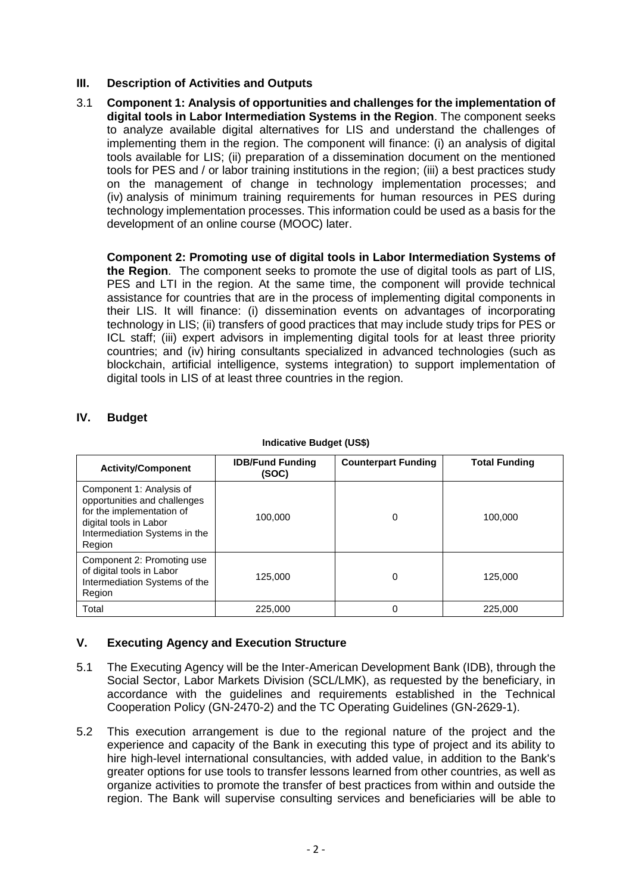## III. Description of Activities and Outputs

3.1 **Component 1: Analysis of opportunities and challenges for the implementation of digital tools in Labor Intermediation Systems in the Region**. The component seeks to analyze available digital alternatives for LIS and understand the challenges of implementing them in the region. The component will finance: (i) an analysis of digital tools available for LIS; (ii) preparation of a dissemination document on the mentioned tools for PES and / or labor training institutions in the region; (iii) a best practices study on the management of change in technology implementation processes; and (iv) analysis of minimum training requirements for human resources in PES during technology implementation processes. This information could be used as a basis for the development of an online course (MOOC) later.

**Component 2: Promoting use of digital tools in Labor Intermediation Systems of the Region**. The component seeks to promote the use of digital tools as part of LIS, PES and LTI in the region. At the same time, the component will provide technical assistance for countries that are in the process of implementing digital components in their LIS. It will finance: (i) dissemination events on advantages of incorporating technology in LIS; (ii) transfers of good practices that may include study trips for PES or ICL staff; (iii) expert advisors in implementing digital tools for at least three priority countries; and (iv) hiring consultants specialized in advanced technologies (such as blockchain, artificial intelligence, systems integration) to support implementation of digital tools in LIS of at least three countries in the region.

## IV. Budget

**Indicative Budget (US$)**

| Activity/Component | IDB/Fund Funding (SOC) | Counterpart Funding | Total Funding |
|---|---|---|---|
| Component 1: Analysis of opportunities and challenges for the implementation of digital tools in Labor Intermediation Systems in the Region | 100,000 | 0 | 100,000 |
| Component 2: Promoting use of digital tools in Labor Intermediation Systems of the Region | 125,000 | 0 | 125,000 |
| Total | 225,000 | 0 | 225,000 |

## V. Executing Agency and Execution Structure

5.1 The Executing Agency will be the Inter-American Development Bank (IDB), through the Social Sector, Labor Markets Division (SCL/LMK), as requested by the beneficiary, in accordance with the guidelines and requirements established in the Technical Cooperation Policy (GN-2470-2) and the TC Operating Guidelines (GN-2629-1).

5.2 This execution arrangement is due to the regional nature of the project and the experience and capacity of the Bank in executing this type of project and its ability to hire high-level international consultancies, with added value, in addition to the Bank's greater options for use tools to transfer lessons learned from other countries, as well as organize activities to promote the transfer of best practices from within and outside the region. The Bank will supervise consulting services and beneficiaries will be able to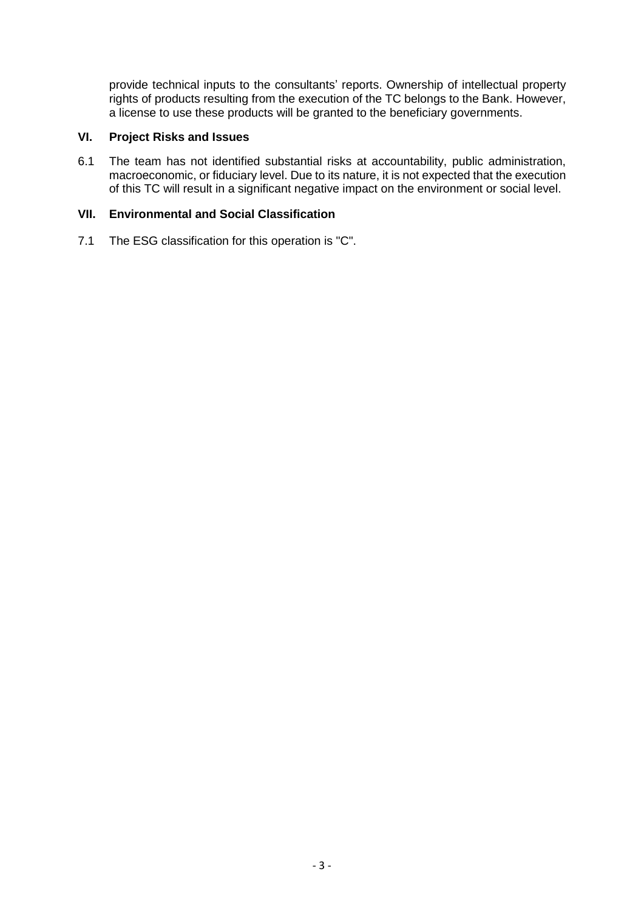provide technical inputs to the consultants' reports. Ownership of intellectual property rights of products resulting from the execution of the TC belongs to the Bank. However, a license to use these products will be granted to the beneficiary governments.

## VI. Project Risks and Issues

6.1 The team has not identified substantial risks at accountability, public administration, macroeconomic, or fiduciary level. Due to its nature, it is not expected that the execution of this TC will result in a significant negative impact on the environment or social level.

## VII. Environmental and Social Classification

7.1 The ESG classification for this operation is "C".